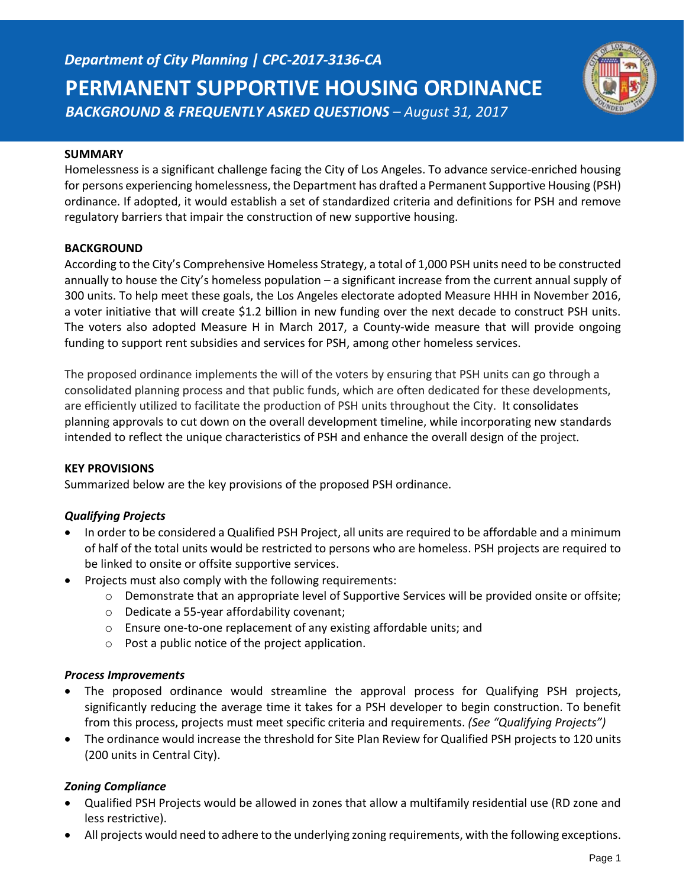*Department of City Planning | CPC-2017-3136-CA*

# PERMANENT SUPPORTIVE HOUSING ORDINANCE

***BACKGROUND & FREQUENTLY ASKED QUESTIONS** – August 31, 2017*

## SUMMARY

Homelessness is a significant challenge facing the City of Los Angeles. To advance service-enriched housing for persons experiencing homelessness, the Department has drafted a Permanent Supportive Housing (PSH) ordinance. If adopted, it would establish a set of standardized criteria and definitions for PSH and remove regulatory barriers that impair the construction of new supportive housing.

## BACKGROUND

According to the City's Comprehensive Homeless Strategy, a total of 1,000 PSH units need to be constructed annually to house the City's homeless population – a significant increase from the current annual supply of 300 units. To help meet these goals, the Los Angeles electorate adopted Measure HHH in November 2016, a voter initiative that will create $1.2 billion in new funding over the next decade to construct PSH units. The voters also adopted Measure H in March 2017, a County-wide measure that will provide ongoing funding to support rent subsidies and services for PSH, among other homeless services.

The proposed ordinance implements the will of the voters by ensuring that PSH units can go through a consolidated planning process and that public funds, which are often dedicated for these developments, are efficiently utilized to facilitate the production of PSH units throughout the City. It consolidates planning approvals to cut down on the overall development timeline, while incorporating new standards intended to reflect the unique characteristics of PSH and enhance the overall design of the project.

## KEY PROVISIONS

Summarized below are the key provisions of the proposed PSH ordinance.

### *Qualifying Projects*

- In order to be considered a Qualified PSH Project, all units are required to be affordable and a minimum of half of the total units would be restricted to persons who are homeless. PSH projects are required to be linked to onsite or offsite supportive services.
- Projects must also comply with the following requirements:
  - Demonstrate that an appropriate level of Supportive Services will be provided onsite or offsite;
  - Dedicate a 55-year affordability covenant;
  - Ensure one-to-one replacement of any existing affordable units; and
  - Post a public notice of the project application.

### *Process Improvements*

- The proposed ordinance would streamline the approval process for Qualifying PSH projects, significantly reducing the average time it takes for a PSH developer to begin construction. To benefit from this process, projects must meet specific criteria and requirements. *(See "Qualifying Projects")*
- The ordinance would increase the threshold for Site Plan Review for Qualified PSH projects to 120 units (200 units in Central City).

### *Zoning Compliance*

- Qualified PSH Projects would be allowed in zones that allow a multifamily residential use (RD zone and less restrictive).
- All projects would need to adhere to the underlying zoning requirements, with the following exceptions.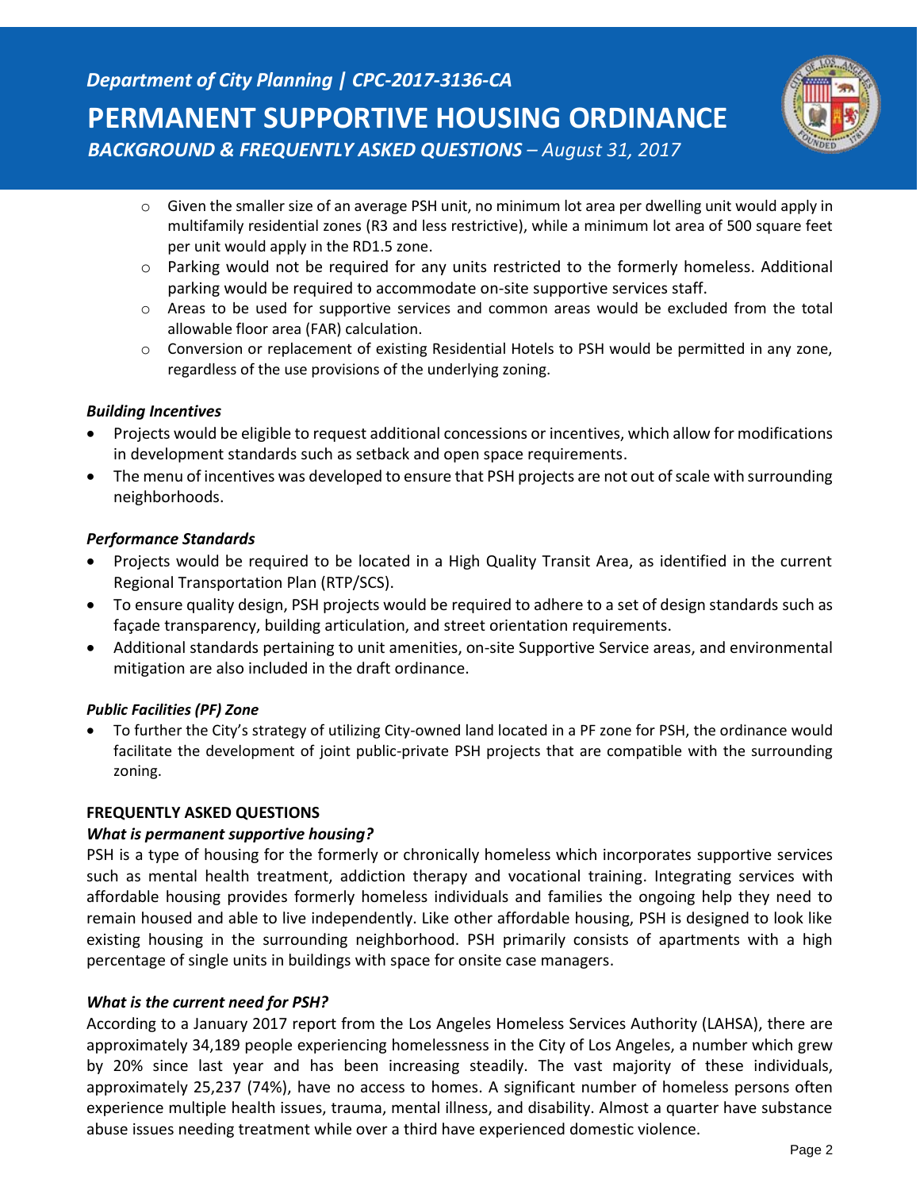- Given the smaller size of an average PSH unit, no minimum lot area per dwelling unit would apply in multifamily residential zones (R3 and less restrictive), while a minimum lot area of 500 square feet per unit would apply in the RD1.5 zone.
- Parking would not be required for any units restricted to the formerly homeless. Additional parking would be required to accommodate on-site supportive services staff.
- Areas to be used for supportive services and common areas would be excluded from the total allowable floor area (FAR) calculation.
- Conversion or replacement of existing Residential Hotels to PSH would be permitted in any zone, regardless of the use provisions of the underlying zoning.

***Building Incentives***

- Projects would be eligible to request additional concessions or incentives, which allow for modifications in development standards such as setback and open space requirements.
- The menu of incentives was developed to ensure that PSH projects are not out of scale with surrounding neighborhoods.

***Performance Standards***

- Projects would be required to be located in a High Quality Transit Area, as identified in the current Regional Transportation Plan (RTP/SCS).
- To ensure quality design, PSH projects would be required to adhere to a set of design standards such as façade transparency, building articulation, and street orientation requirements.
- Additional standards pertaining to unit amenities, on-site Supportive Service areas, and environmental mitigation are also included in the draft ordinance.

***Public Facilities (PF) Zone***

- To further the City's strategy of utilizing City-owned land located in a PF zone for PSH, the ordinance would facilitate the development of joint public-private PSH projects that are compatible with the surrounding zoning.

## FREQUENTLY ASKED QUESTIONS

***What is permanent supportive housing?***

PSH is a type of housing for the formerly or chronically homeless which incorporates supportive services such as mental health treatment, addiction therapy and vocational training. Integrating services with affordable housing provides formerly homeless individuals and families the ongoing help they need to remain housed and able to live independently. Like other affordable housing, PSH is designed to look like existing housing in the surrounding neighborhood. PSH primarily consists of apartments with a high percentage of single units in buildings with space for onsite case managers.

***What is the current need for PSH?***

According to a January 2017 report from the Los Angeles Homeless Services Authority (LAHSA), there are approximately 34,189 people experiencing homelessness in the City of Los Angeles, a number which grew by 20% since last year and has been increasing steadily. The vast majority of these individuals, approximately 25,237 (74%), have no access to homes. A significant number of homeless persons often experience multiple health issues, trauma, mental illness, and disability. Almost a quarter have substance abuse issues needing treatment while over a third have experienced domestic violence.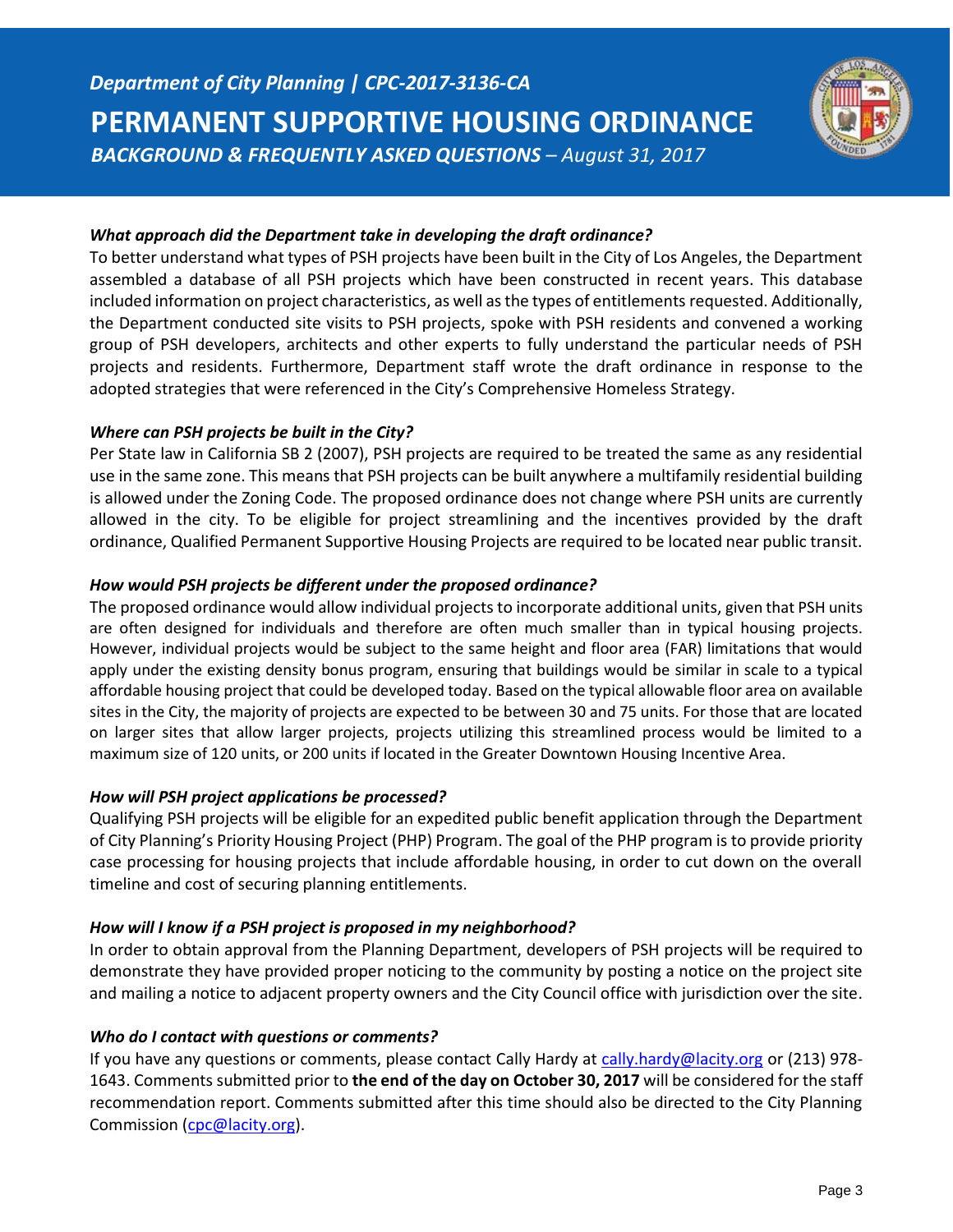# Department of City Planning | CPC-2017-3136-CA

# PERMANENT SUPPORTIVE HOUSING ORDINANCE

***BACKGROUND & FREQUENTLY ASKED QUESTIONS** – August 31, 2017*

***What approach did the Department take in developing the draft ordinance?***

To better understand what types of PSH projects have been built in the City of Los Angeles, the Department assembled a database of all PSH projects which have been constructed in recent years. This database included information on project characteristics, as well as the types of entitlements requested. Additionally, the Department conducted site visits to PSH projects, spoke with PSH residents and convened a working group of PSH developers, architects and other experts to fully understand the particular needs of PSH projects and residents. Furthermore, Department staff wrote the draft ordinance in response to the adopted strategies that were referenced in the City's Comprehensive Homeless Strategy.

***Where can PSH projects be built in the City?***

Per State law in California SB 2 (2007), PSH projects are required to be treated the same as any residential use in the same zone. This means that PSH projects can be built anywhere a multifamily residential building is allowed under the Zoning Code. The proposed ordinance does not change where PSH units are currently allowed in the city. To be eligible for project streamlining and the incentives provided by the draft ordinance, Qualified Permanent Supportive Housing Projects are required to be located near public transit.

***How would PSH projects be different under the proposed ordinance?***

The proposed ordinance would allow individual projects to incorporate additional units, given that PSH units are often designed for individuals and therefore are often much smaller than in typical housing projects. However, individual projects would be subject to the same height and floor area (FAR) limitations that would apply under the existing density bonus program, ensuring that buildings would be similar in scale to a typical affordable housing project that could be developed today. Based on the typical allowable floor area on available sites in the City, the majority of projects are expected to be between 30 and 75 units. For those that are located on larger sites that allow larger projects, projects utilizing this streamlined process would be limited to a maximum size of 120 units, or 200 units if located in the Greater Downtown Housing Incentive Area.

***How will PSH project applications be processed?***

Qualifying PSH projects will be eligible for an expedited public benefit application through the Department of City Planning's Priority Housing Project (PHP) Program. The goal of the PHP program is to provide priority case processing for housing projects that include affordable housing, in order to cut down on the overall timeline and cost of securing planning entitlements.

***How will I know if a PSH project is proposed in my neighborhood?***

In order to obtain approval from the Planning Department, developers of PSH projects will be required to demonstrate they have provided proper noticing to the community by posting a notice on the project site and mailing a notice to adjacent property owners and the City Council office with jurisdiction over the site.

***Who do I contact with questions or comments?***

If you have any questions or comments, please contact Cally Hardy at cally.hardy@lacity.org or (213) 978-1643. Comments submitted prior to **the end of the day on October 30, 2017** will be considered for the staff recommendation report. Comments submitted after this time should also be directed to the City Planning Commission (cpc@lacity.org).